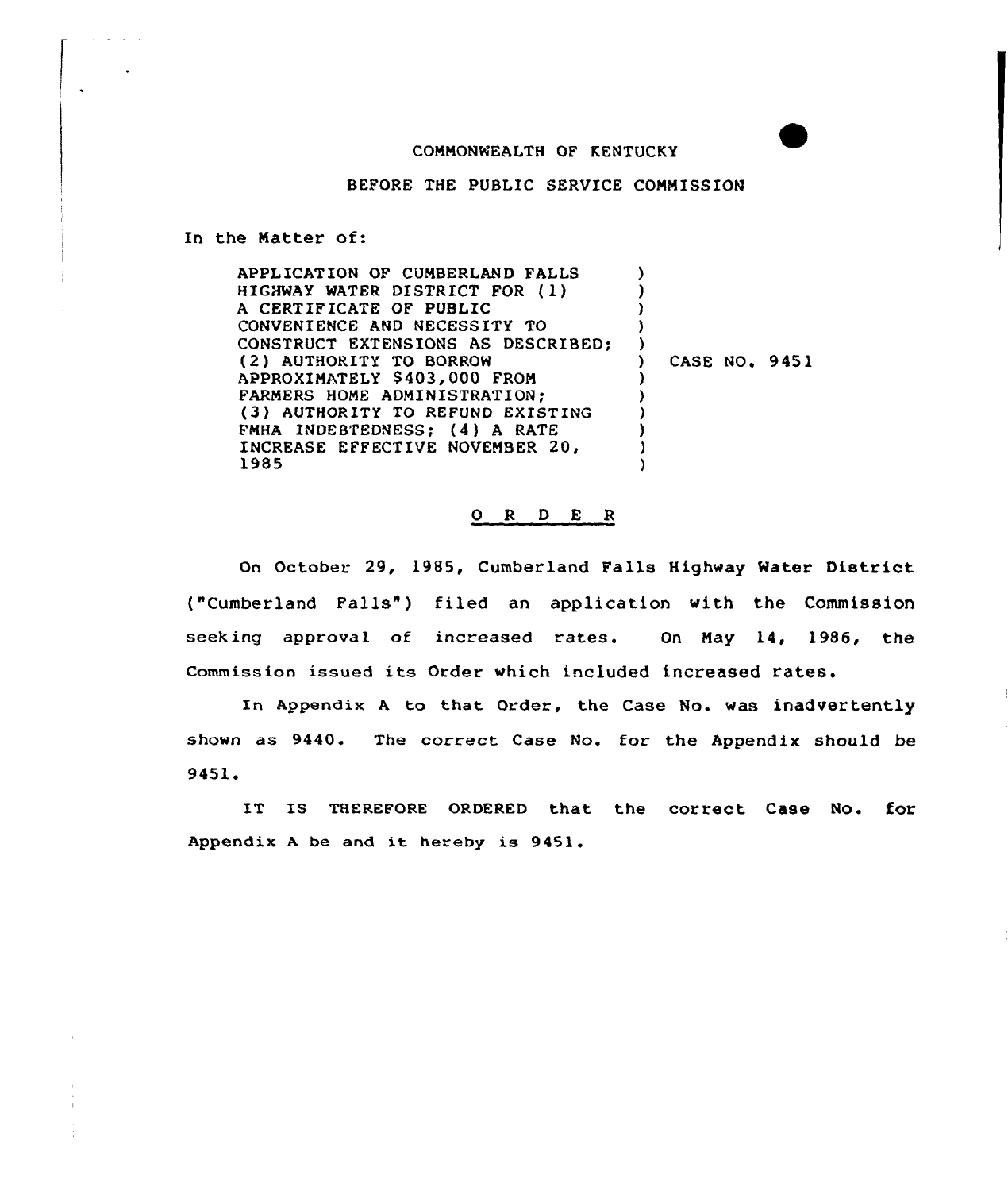COMMONWEALTH OF KENTUCKY

BEFORE THE PUBLIC SERVICE COMMISSION

In the Matter of:

| | |
|---|---|
| APPLICATION OF CUMBERLAND FALLS HIGHWAY WATER DISTRICT FOR (1) A CERTIFICATE OF PUBLIC CONVENIENCE AND NECESSITY TO CONSTRUCT EXTENSIONS AS DESCRIBED; (2) AUTHORITY TO BORROW APPROXIMATELY $403,000 FROM FARMERS HOME ADMINISTRATION; (3) AUTHORITY TO REFUND EXISTING FMHA INDEBTEDNESS; (4) A RATE INCREASE EFFECTIVE NOVEMBER 20, 1985 | CASE NO. 9451 |

## O R D E R

On October 29, 1985, Cumberland Falls Highway Water District ("Cumberland Falls") filed an application with the Commission seeking approval of increased rates. On May 14, 1986, the Commission issued its Order which included increased rates.

In Appendix A to that Order, the Case No. was inadvertently shown as 9440. The correct Case No. for the Appendix should be 9451.

IT IS THEREFORE ORDERED that the correct Case No. for Appendix A be and it hereby is 9451.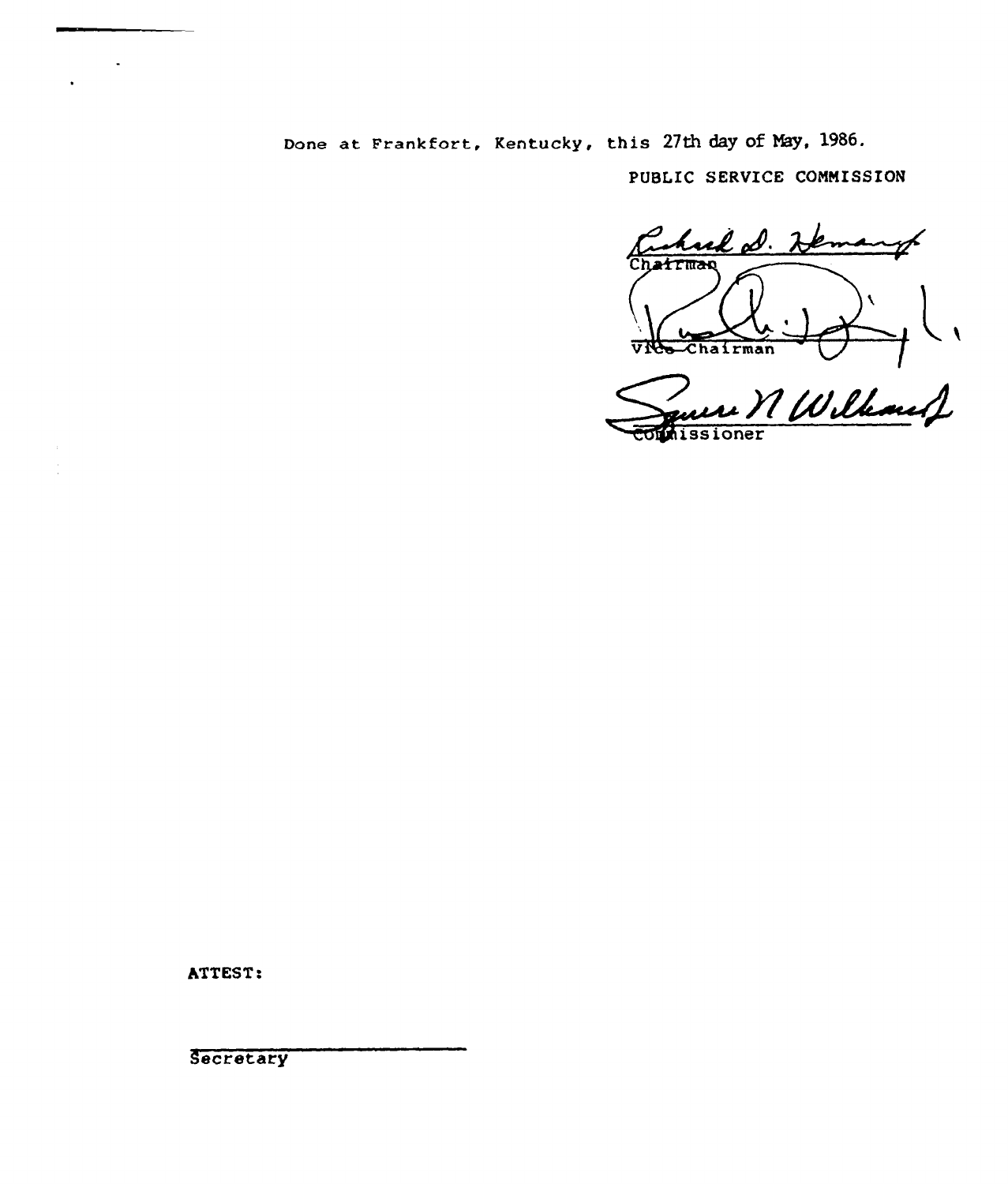Done at Frankfort, Kentucky, this 27th day of May, 1986.

PUBLIC SERVICE COMMISSION

Chairman

Vice Chairman

Commissioner

ATTEST:

Secretary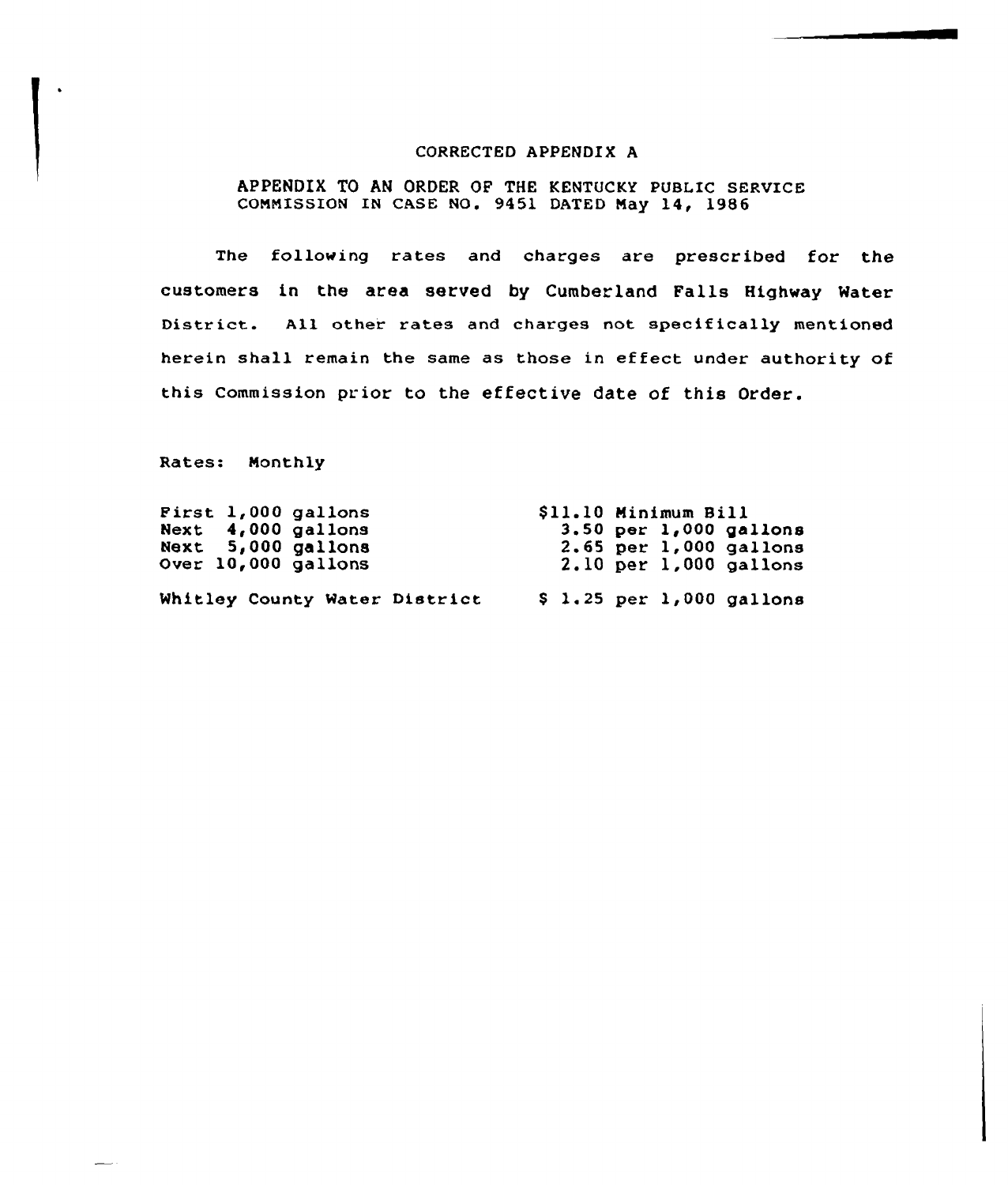CORRECTED APPENDIX A

APPENDIX TO AN ORDER OF THE KENTUCKY PUBLIC SERVICE COMMISSION IN CASE NO. 9451 DATED May 14, 1986

The following rates and charges are prescribed for the customers in the area served by Cumberland Falls Highway Water District. All other rates and charges not specifically mentioned herein shall remain the same as those in effect under authority of this Commission prior to the effective date of this Order.

Rates: Monthly

| | |
|---|---|
| First 1,000 gallons | $11.10 Minimum Bill |
| Next 4,000 gallons | 3.50 per 1,000 gallons |
| Next 5,000 gallons | 2.65 per 1,000 gallons |
| Over 10,000 gallons | 2.10 per 1,000 gallons |
| Whitley County Water District | $ 1.25 per 1,000 gallons |